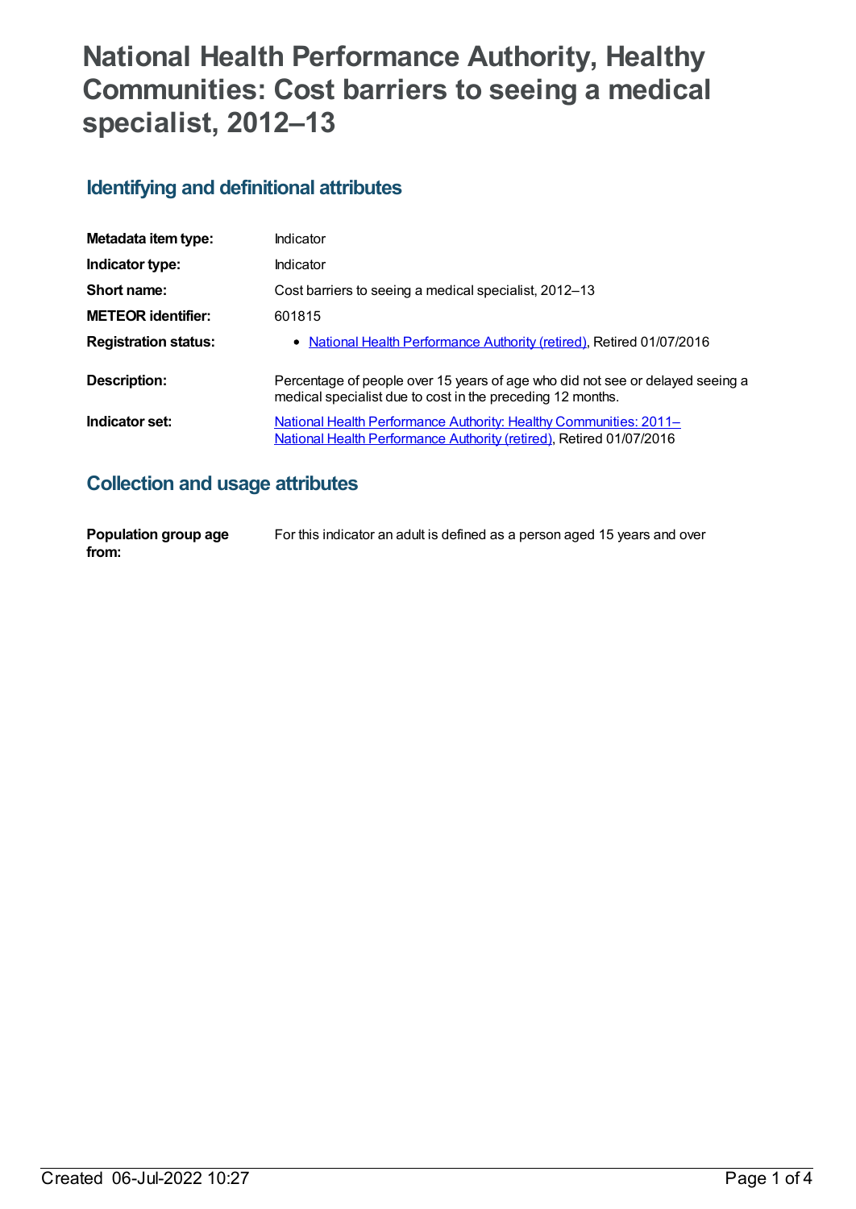# National Health Performance Authority, Healthy Communities: Cost barriers to seeing a medical specialist, 2012–13

## Identifying and definitional attributes

| | |
|---|---|
| **Metadata item type:** | Indicator |
| **Indicator type:** | Indicator |
| **Short name:** | Cost barriers to seeing a medical specialist, 2012–13 |
| **METEOR identifier:** | 601815 |
| **Registration status:** | • National Health Performance Authority (retired), Retired 01/07/2016 |
| **Description:** | Percentage of people over 15 years of age who did not see or delayed seeing a medical specialist due to cost in the preceding 12 months. |
| **Indicator set:** | National Health Performance Authority: Healthy Communities: 2011– National Health Performance Authority (retired), Retired 01/07/2016 |

## Collection and usage attributes

| | |
|---|---|
| **Population group age from:** | For this indicator an adult is defined as a person aged 15 years and over |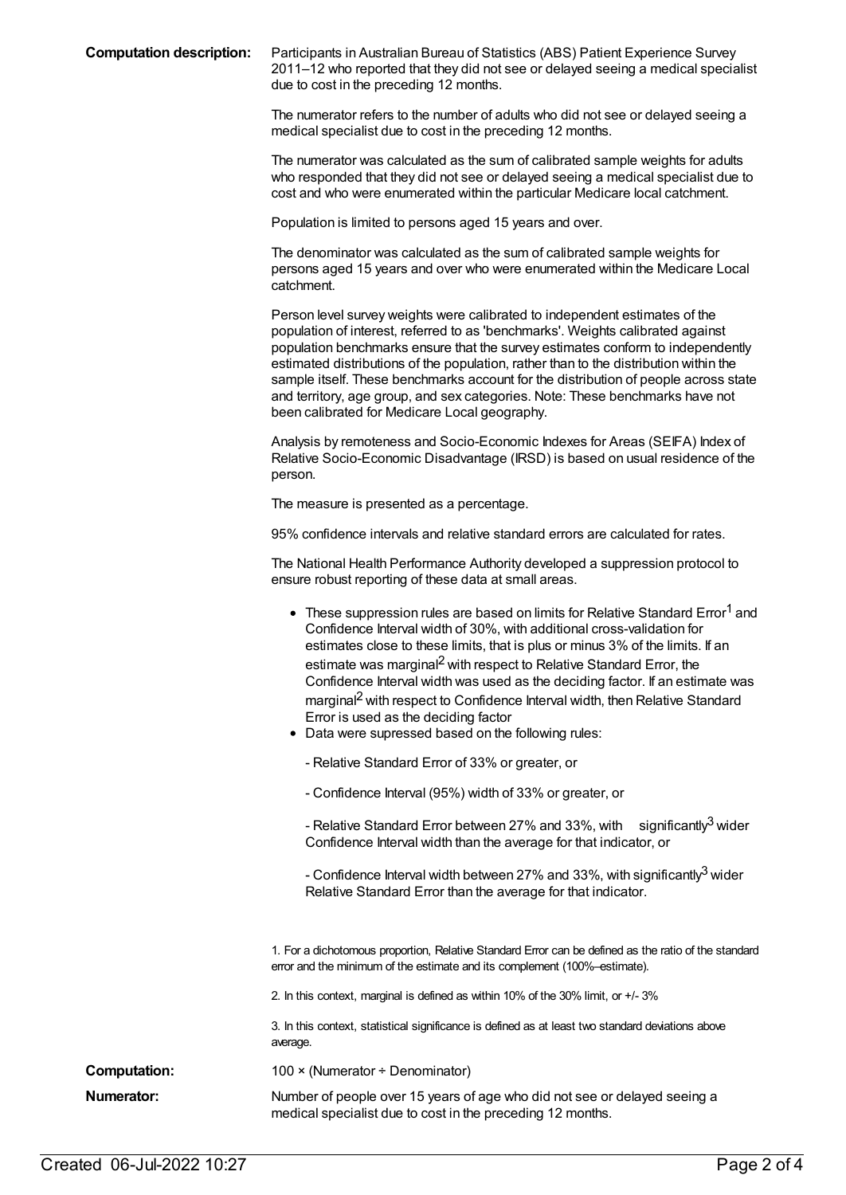**Computation description:** Participants in Australian Bureau of Statistics (ABS) Patient Experience Survey 2011–12 who reported that they did not see or delayed seeing a medical specialist due to cost in the preceding 12 months.

The numerator refers to the number of adults who did not see or delayed seeing a medical specialist due to cost in the preceding 12 months.

The numerator was calculated as the sum of calibrated sample weights for adults who responded that they did not see or delayed seeing a medical specialist due to cost and who were enumerated within the particular Medicare local catchment.

Population is limited to persons aged 15 years and over.

The denominator was calculated as the sum of calibrated sample weights for persons aged 15 years and over who were enumerated within the Medicare Local catchment.

Person level survey weights were calibrated to independent estimates of the population of interest, referred to as 'benchmarks'. Weights calibrated against population benchmarks ensure that the survey estimates conform to independently estimated distributions of the population, rather than to the distribution within the sample itself. These benchmarks account for the distribution of people across state and territory, age group, and sex categories. Note: These benchmarks have not been calibrated for Medicare Local geography.

Analysis by remoteness and Socio-Economic Indexes for Areas (SEIFA) Index of Relative Socio-Economic Disadvantage (IRSD) is based on usual residence of the person.

The measure is presented as a percentage.

95% confidence intervals and relative standard errors are calculated for rates.

The National Health Performance Authority developed a suppression protocol to ensure robust reporting of these data at small areas.

- These suppression rules are based on limits for Relative Standard Error[1] and Confidence Interval width of 30%, with additional cross-validation for estimates close to these limits, that is plus or minus 3% of the limits. If an estimate was marginal[2] with respect to Relative Standard Error, the Confidence Interval width was used as the deciding factor. If an estimate was marginal[2] with respect to Confidence Interval width, then Relative Standard Error is used as the deciding factor
- Data were supressed based on the following rules:

  - Relative Standard Error of 33% or greater, or

  - Confidence Interval (95%) width of 33% or greater, or

  - Relative Standard Error between 27% and 33%, with significantly[3] wider Confidence Interval width than the average for that indicator, or

  - Confidence Interval width between 27% and 33%, with significantly[3] wider Relative Standard Error than the average for that indicator.

1. For a dichotomous proportion, Relative Standard Error can be defined as the ratio of the standard error and the minimum of the estimate and its complement (100%–estimate).

2. In this context, marginal is defined as within 10% of the 30% limit, or +/- 3%

3. In this context, statistical significance is defined as at least two standard deviations above average.

**Computation:** 100 × (Numerator ÷ Denominator)

**Numerator:** Number of people over 15 years of age who did not see or delayed seeing a medical specialist due to cost in the preceding 12 months.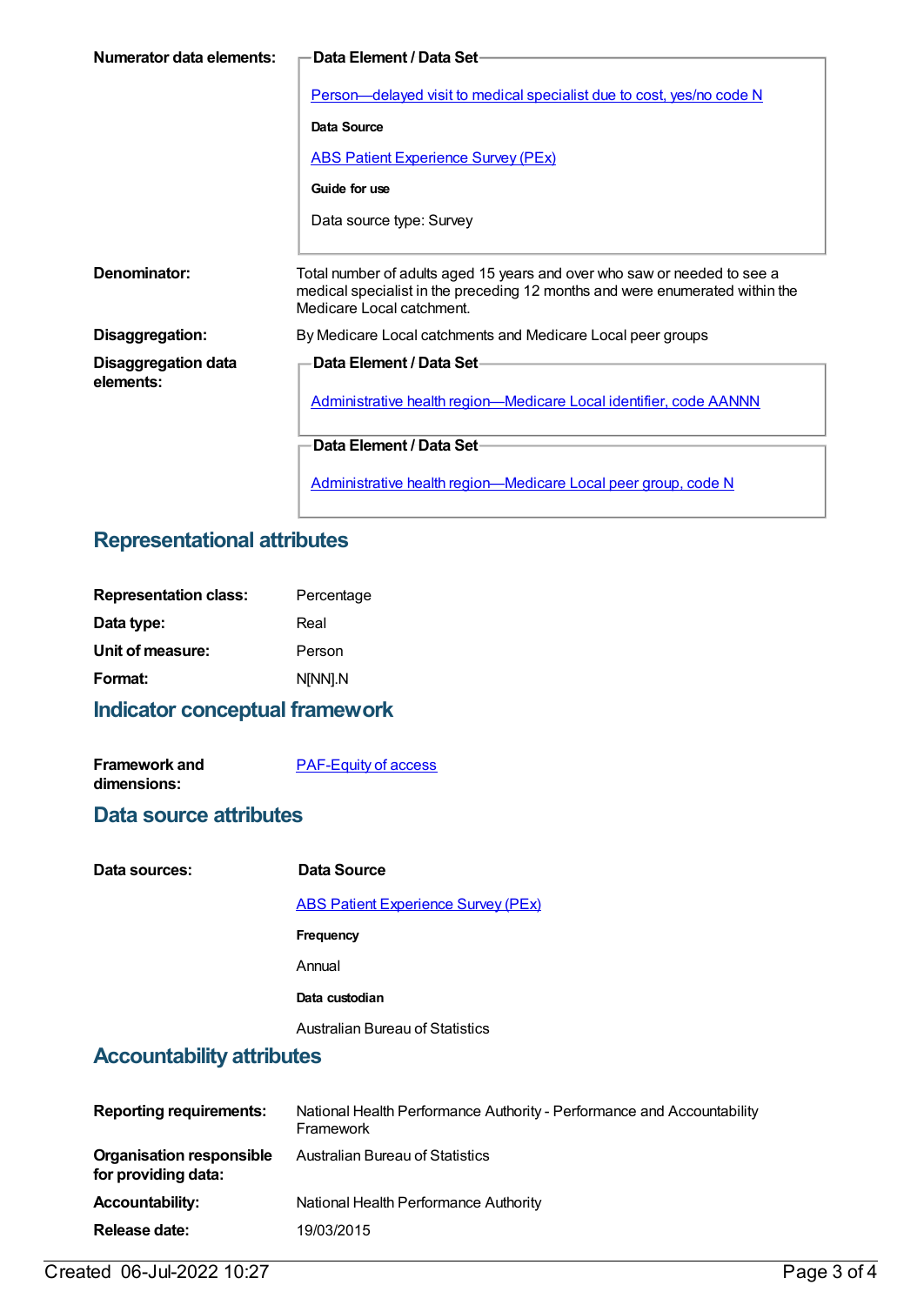**Numerator data elements:**

**Data Element / Data Set**

Person—delayed visit to medical specialist due to cost, yes/no code N

**Data Source**

ABS Patient Experience Survey (PEx)

**Guide for use**

Data source type: Survey

**Denominator:** Total number of adults aged 15 years and over who saw or needed to see a medical specialist in the preceding 12 months and were enumerated within the Medicare Local catchment.

**Disaggregation:** By Medicare Local catchments and Medicare Local peer groups

**Disaggregation data elements:**

**Data Element / Data Set**

Administrative health region—Medicare Local identifier, code AANNN

**Data Element / Data Set**

Administrative health region—Medicare Local peer group, code N

## Representational attributes

**Representation class:** Percentage

**Data type:** Real

**Unit of measure:** Person

**Format:** N[NN].N

## Indicator conceptual framework

**Framework and dimensions:** PAF-Equity of access

## Data source attributes

**Data sources:**

**Data Source**

ABS Patient Experience Survey (PEx)

**Frequency**

Annual

**Data custodian**

Australian Bureau of Statistics

## Accountability attributes

**Reporting requirements:** National Health Performance Authority - Performance and Accountability Framework

**Organisation responsible for providing data:** Australian Bureau of Statistics

**Accountability:** National Health Performance Authority

**Release date:** 19/03/2015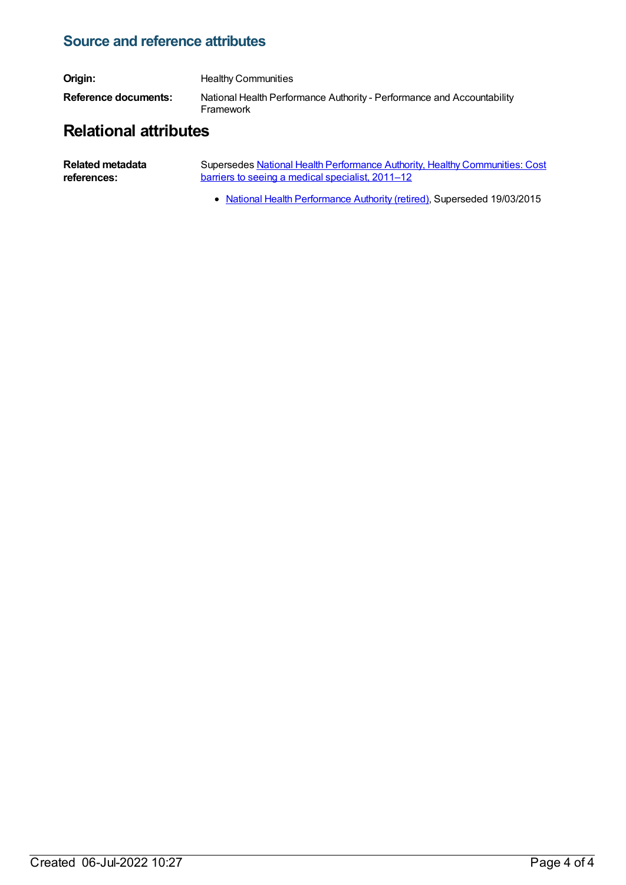## Source and reference attributes

| | |
|---|---|
| **Origin:** | Healthy Communities |
| **Reference documents:** | National Health Performance Authority - Performance and Accountability Framework |

# Relational attributes

| | |
|---|---|
| **Related metadata references:** | Supersedes National Health Performance Authority, Healthy Communities: Cost barriers to seeing a medical specialist, 2011–12 |

- National Health Performance Authority (retired), Superseded 19/03/2015